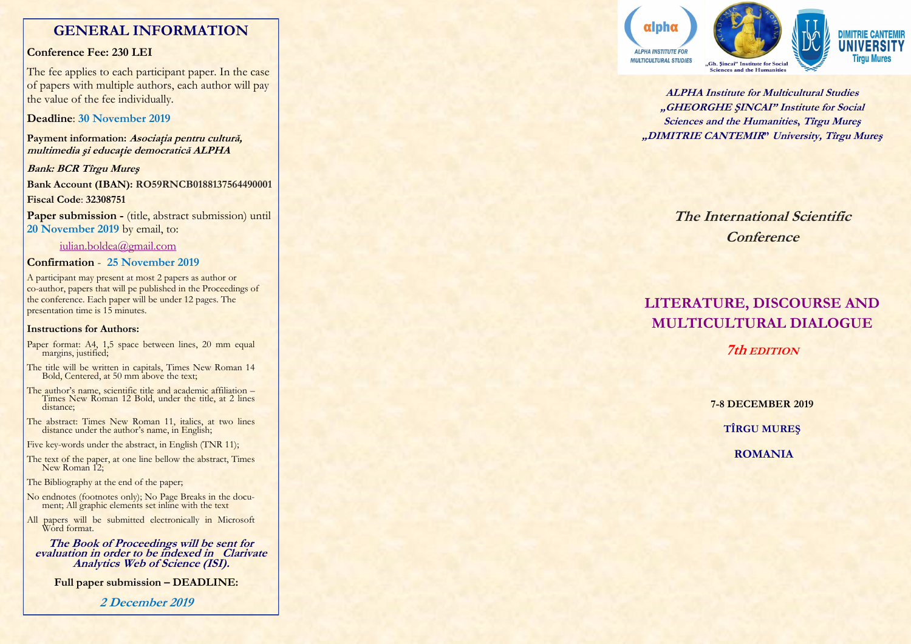## GENERAL INFORMATION

**Conference Fee: 230 LEI**

The fee applies to each participant paper. In the case of papers with multiple authors, each author will pay the value of the fee individually.

**Deadline**: **30 November 2019**

**Payment information:** ***Asociația pentru cultură, multimedia şi educaţie democratică ALPHA***

***Bank: BCR Tîrgu Mureş***

**Bank Account (IBAN): RO59RNCB0188137564490001**

**Fiscal Code**: **32308751**

**Paper submission -** (title, abstract submission) until **20 November 2019** by email, to:

iulian.boldea@gmail.com

**Confirmation** - **25 November 2019**

A participant may present at most 2 papers as author or co-author, papers that will pe published in the Proceedings of the conference. Each paper will be under 12 pages. The presentation time is 15 minutes.

**Instructions for Authors:**

- Paper format: A4, 1,5 space between lines, 20 mm equal margins, justified;
- The title will be written in capitals, Times New Roman 14 Bold, Centered, at 50 mm above the text;
- The author's name, scientific title and academic affiliation – Times New Roman 12 Bold, under the title, at 2 lines distance;
- The abstract: Times New Roman 11, italics, at two lines distance under the author's name, in English;
- Five key-words under the abstract, in English (TNR 11);
- The text of the paper, at one line bellow the abstract, Times New Roman 12;
- The Bibliography at the end of the paper;
- No endnotes (footnotes only); No Page Breaks in the document; All graphic elements set inline with the text
- All papers will be submitted electronically in Microsoft Word format.

***The Book of Proceedings will be sent for evaluation in order to be indexed in Clarivate Analytics Web of Science (ISI).***

**Full paper submission – DEADLINE:**

***2 December 2019***

---

ALPHA INSTITUTE FOR MULTICULTURAL STUDIES

„Gh. Şincai" Institute for Social Sciences and the Humanities

DIMITRIE CANTEMIR UNIVERSITY Tirgu Mures

***ALPHA Institute for Multicultural Studies***
***„GHEORGHE ŞINCAI" Institute for Social Sciences and the Humanities, Tîrgu Mureş***
***„DIMITRIE CANTEMIR" University, Tîrgu Mureş***

# *The International Scientific Conference*

# LITERATURE, DISCOURSE AND MULTICULTURAL DIALOGUE

***7th EDITION***

**7-8 DECEMBER 2019**

**TÎRGU MUREŞ**

**ROMANIA**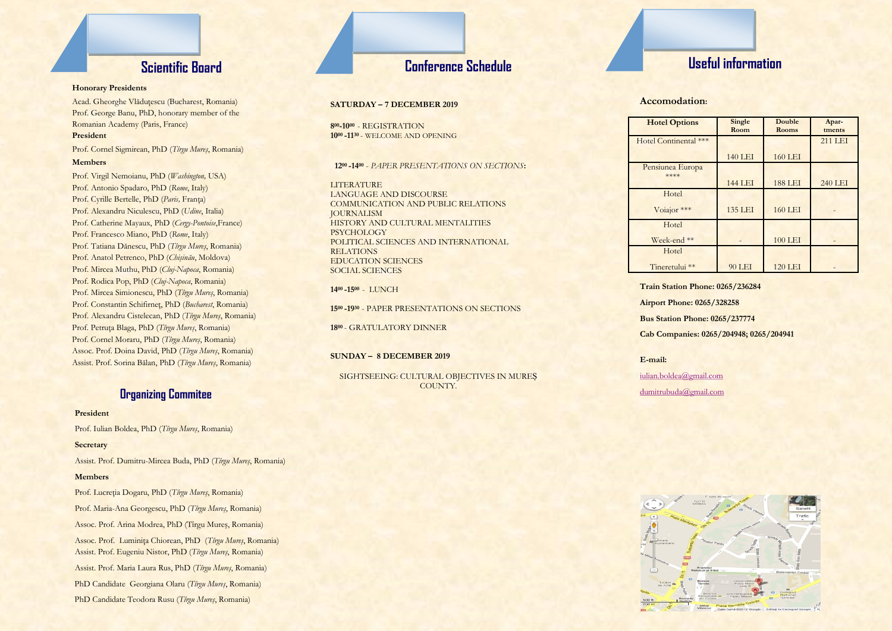## Scientific Board

**Honorary Presidents**

Acad. Gheorghe Vlăduţescu (Bucharest, Romania)
Prof. George Banu, PhD, honorary member of the Romanian Academy (Paris, France)

**President**

Prof. Cornel Sigmirean, PhD (*Tîrgu Mureş*, Romania)

**Members**

Prof. Virgil Nemoianu, PhD (*Washington,* USA)
Prof. Antonio Spadaro, PhD (*Rome*, Italy)
Prof. Cyrille Bertelle, PhD (*Paris,* Franţa)
Prof. Alexandru Niculescu, PhD (*Udine*, Italia)
Prof. Catherine Mayaux, PhD (*Cergy-Pontoise*,France)
Prof. Francesco Miano, PhD (*Rome*, Italy)
Prof. Tatiana Dănescu, PhD (*Tîrgu Mureş*, Romania)
Prof. Anatol Petrenco, PhD (*Chişinău*, Moldova)
Prof. Mircea Muthu, PhD (*Cluj-Napoca*, Romania)
Prof. Rodica Pop, PhD (*Cluj-Napoca*, Romania)
Prof. Mircea Simionescu, PhD (*Tîrgu Mureş*, Romania)
Prof. Constantin Schifirneţ, PhD (*Bucharest*, Romania)
Prof. Alexandru Cistelecan, PhD (*Tîrgu Mureş*, Romania)
Prof. Petruţa Blaga, PhD (*Tîrgu Mureş*, Romania)
Prof. Cornel Moraru, PhD (*Tîrgu Mureş*, Romania)
Assoc. Prof. Doina David, PhD (*Tîrgu Mureş*, Romania)
Assist. Prof. Sorina Bălan, PhD (*Tîrgu Mureş*, Romania)

## Organizing Commitee

**President**

Prof. Iulian Boldea, PhD (*Tîrgu Mureş*, Romania)

**Secretary**

Assist. Prof. Dumitru-Mircea Buda, PhD (*Tîrgu Mureş*, Romania)

**Members**

Prof. Lucreţia Dogaru, PhD (*Tîrgu Mureş*, Romania)

Prof. Maria-Ana Georgescu, PhD (*Tîrgu Mureş*, Romania)

Assoc. Prof. Arina Modrea, PhD (Tîrgu Mureş, Romania)

Assoc. Prof. Luminiţa Chiorean, PhD (*Tîrgu Mureş*, Romania)
Assist. Prof. Eugeniu Nistor, PhD (*Tîrgu Mureş*, Romania)

Assist. Prof. Maria Laura Rus, PhD (*Tîrgu Mureş*, Romania)

PhD Candidate Georgiana Olaru (*Tîrgu Mureş*, Romania)

PhD Candidate Teodora Rusu (*Tîrgu Mureş*, Romania)

## Conference Schedule

**SATURDAY – 7 DECEMBER 2019**

**8[00]-10[00]** - REGISTRATION
**10[00] -11[30]** - WELCOME AND OPENING

**12[00] -14[00]** - *PAPER PRESENTATIONS ON SECTIONS*:

LITERATURE
LANGUAGE AND DISCOURSE
COMMUNICATION AND PUBLIC RELATIONS
JOURNALISM
HISTORY AND CULTURAL MENTALITIES
PSYCHOLOGY
POLITICAL SCIENCES AND INTERNATIONAL RELATIONS
EDUCATION SCIENCES
SOCIAL SCIENCES

**14[00] -15[00]** - LUNCH

**15[00] -19[30]** - PAPER PRESENTATIONS ON SECTIONS

**18[00]** - GRATULATORY DINNER

**SUNDAY – 8 DECEMBER 2019**

SIGHTSEEING: CULTURAL OBJECTIVES IN MUREŞ COUNTY.

## Useful information

### Accomodation:

| Hotel Options | Single Room | Double Rooms | Apar-tments |
|---|---|---|---|
| Hotel Continental *** | 140 LEI | 160 LEI | 211 LEI |
| Pensiunea Europa **** | 144 LEI | 188 LEI | 240 LEI |
| Hotel Voiajor *** | 135 LEI | 160 LEI | - |
| Hotel Week-end ** | - | 100 LEI | - |
| Hotel Tineretului ** | 90 LEI | 120 LEI | - |

**Train Station Phone: 0265/236284**

**Airport Phone: 0265/328258**

**Bus Station Phone: 0265/237774**

**Cab Companies: 0265/204948; 0265/204941**

**E-mail:**

iulian.boldea@gmail.com

dumitrubuda@gmail.com